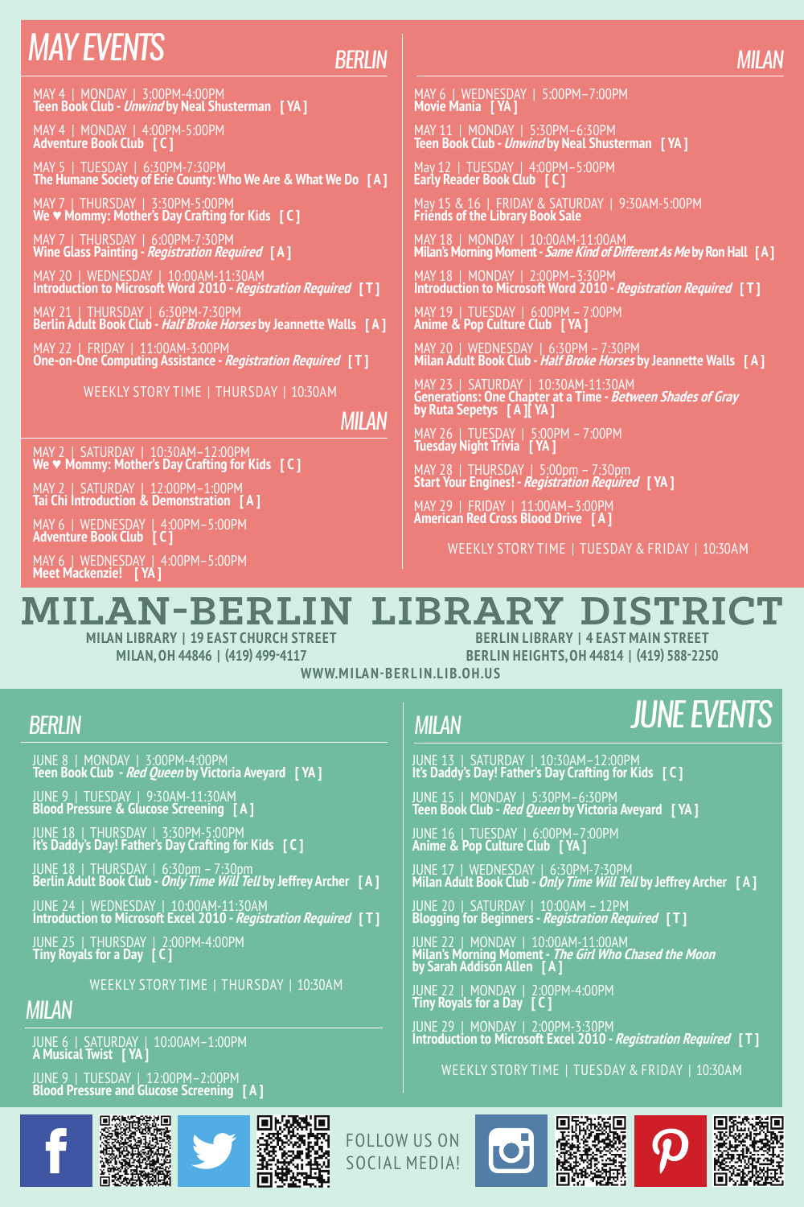# MAY EVENTS

## BERLIN

MAY 4 | MONDAY | 3:00PM-4:00PM
**Teen Book Club - *Unwind* by Neal Shusterman [ YA ]**

MAY 4 | MONDAY | 4:00PM-5:00PM
**Adventure Book Club [ C ]**

MAY 5 | TUESDAY | 6:30PM-7:30PM
**The Humane Society of Erie County: Who We Are & What We Do [ A ]**

MAY 7 | THURSDAY | 3:30PM-5:00PM
**We ♥ Mommy: Mother's Day Crafting for Kids [ C ]**

MAY 7 | THURSDAY | 6:00PM-7:30PM
**Wine Glass Painting - *Registration Required* [ A ]**

MAY 20 | WEDNESDAY | 10:00AM-11:30AM
**Introduction to Microsoft Word 2010 - *Registration Required* [ T ]**

MAY 21 | THURSDAY | 6:30PM-7:30PM
**Berlin Adult Book Club - *Half Broke Horses* by Jeannette Walls [ A ]**

MAY 22 | FRIDAY | 11:00AM-3:00PM
**One-on-One Computing Assistance - *Registration Required* [ T ]**

WEEKLY STORY TIME | THURSDAY | 10:30AM

## MILAN

MAY 2 | SATURDAY | 10:30AM-12:00PM
**We ♥ Mommy: Mother's Day Crafting for Kids [ C ]**

MAY 2 | SATURDAY | 12:00PM-1:00PM
**Tai Chi Introduction & Demonstration [ A ]**

MAY 6 | WEDNESDAY | 4:00PM–5:00PM
**Adventure Book Club [ C ]**

MAY 6 | WEDNESDAY | 4:00PM–5:00PM
**Meet Mackenzie! [ YA ]**

MAY 6 | WEDNESDAY | 5:00PM–7:00PM
**Movie Mania [ YA ]**

MAY 11 | MONDAY | 5:30PM–6:30PM
**Teen Book Club - *Unwind* by Neal Shusterman [ YA ]**

May 12 | TUESDAY | 4:00PM–5:00PM
**Early Reader Book Club [ C ]**

May 15 & 16 | FRIDAY & SATURDAY | 9:30AM-5:00PM
**Friends of the Library Book Sale**

MAY 18 | MONDAY | 10:00AM-11:00AM
**Milan's Morning Moment - *Same Kind of Different As Me* by Ron Hall [ A ]**

MAY 18 | MONDAY | 2:00PM–3:30PM
**Introduction to Microsoft Word 2010 - *Registration Required* [ T ]**

MAY 19 | TUESDAY | 6:00PM – 7:00PM
**Anime & Pop Culture Club [ YA ]**

MAY 20 | WEDNESDAY | 6:30PM – 7:30PM
**Milan Adult Book Club - *Half Broke Horses* by Jeannette Walls [ A ]**

MAY 23 | SATURDAY | 10:30AM-11:30AM
**Generations: One Chapter at a Time - *Between Shades of Gray* by Ruta Sepetys [ A ][ YA ]**

MAY 26 | TUESDAY | 5:00PM – 7:00PM
**Tuesday Night Trivia [ YA ]**

MAY 28 | THURSDAY | 5:00pm – 7:30pm
**Start Your Engines! - *Registration Required* [ YA ]**

MAY 29 | FRIDAY | 11:00AM–3:00PM
**American Red Cross Blood Drive [ A ]**

WEEKLY STORY TIME | TUESDAY & FRIDAY | 10:30AM

# MILAN-BERLIN LIBRARY DISTRICT

**MILAN LIBRARY | 19 EAST CHURCH STREET**
**MILAN, OH 44846 | (419) 499-4117**

**BERLIN LIBRARY | 4 EAST MAIN STREET**
**BERLIN HEIGHTS, OH 44814 | (419) 588-2250**

**WWW.MILAN-BERLIN.LIB.OH.US**

# JUNE EVENTS

## BERLIN

JUNE 8 | MONDAY | 3:00PM-4:00PM
**Teen Book Club - *Red Queen* by Victoria Aveyard [ YA ]**

JUNE 9 | TUESDAY | 9:30AM-11:30AM
**Blood Pressure & Glucose Screening [ A ]**

JUNE 18 | THURSDAY | 3:30PM-5:00PM
**It's Daddy's Day! Father's Day Crafting for Kids [ C ]**

JUNE 18 | THURSDAY | 6:30pm – 7:30pm
**Berlin Adult Book Club - *Only Time Will Tell* by Jeffrey Archer [ A ]**

JUNE 24 | WEDNESDAY | 10:00AM-11:30AM
**Introduction to Microsoft Excel 2010 - *Registration Required* [ T ]**

JUNE 25 | THURSDAY | 2:00PM-4:00PM
**Tiny Royals for a Day [ C ]**

WEEKLY STORY TIME | THURSDAY | 10:30AM

## MILAN

JUNE 6 | SATURDAY | 10:00AM–1:00PM
**A Musical Twist [ YA ]**

JUNE 9 | TUESDAY | 12:00PM–2:00PM
**Blood Pressure and Glucose Screening [ A ]**

JUNE 13 | SATURDAY | 10:30AM–12:00PM
**It's Daddy's Day! Father's Day Crafting for Kids [ C ]**

JUNE 15 | MONDAY | 5:30PM–6:30PM
**Teen Book Club - *Red Queen* by Victoria Aveyard [ YA ]**

JUNE 16 | TUESDAY | 6:00PM–7:00PM
**Anime & Pop Culture Club [ YA ]**

JUNE 17 | WEDNESDAY | 6:30PM-7:30PM
**Milan Adult Book Club - *Only Time Will Tell* by Jeffrey Archer [ A ]**

JUNE 20 | SATURDAY | 10:00AM – 12PM
**Blogging for Beginners - *Registration Required* [ T ]**

JUNE 22 | MONDAY | 10:00AM-11:00AM
**Milan's Morning Moment - *The Girl Who Chased the Moon* by Sarah Addison Allen [ A ]**

JUNE 22 | MONDAY | 2:00PM-4:00PM
**Tiny Royals for a Day [ C ]**

JUNE 29 | MONDAY | 2:00PM-3:30PM
**Introduction to Microsoft Excel 2010 - *Registration Required* [ T ]**

WEEKLY STORY TIME | TUESDAY & FRIDAY | 10:30AM

FOLLOW US ON SOCIAL MEDIA!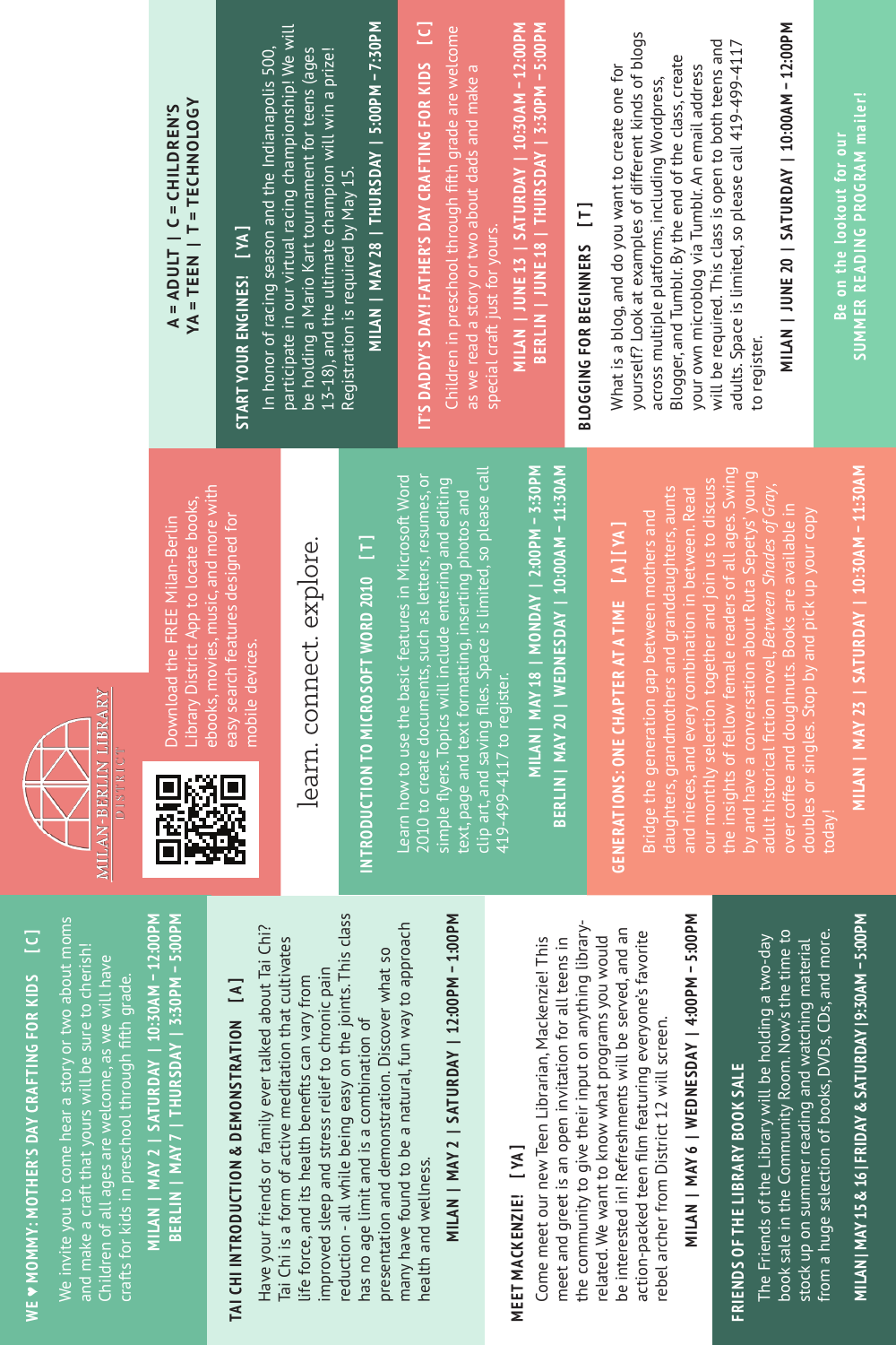## WE ♥ MOMMY: MOTHER'S DAY CRAFTING FOR KIDS [C]

We invite you to come hear a story or two about moms and make a craft that yours will be sure to cherish! Children of all ages are welcome, as we will have crafts for kids in preschool through fifth grade.

**MILAN | MAY 2 | SATURDAY | 10:30AM – 12:00PM**
**BERLIN | MAY 7 | THURSDAY | 3:30PM – 5:00PM**

## TAI CHI INTRODUCTION & DEMONSTRATION [A]

Have your friends or family ever talked about Tai Chi? Tai Chi is a form of active meditation that cultivates life force, and its health benefits can vary from improved sleep and stress relief to chronic pain reduction - all while being easy on the joints. This class has no age limit and is a combination of presentation and demonstration. Discover what so many have found to be a natural, fun way to approach health and wellness.

**MILAN | MAY 2 | SATURDAY | 12:00PM – 1:00PM**

## MEET MACKENZIE! [YA]

Come meet our new Teen Librarian, Mackenzie! This meet and greet is an open invitation for all teens in the community to give their input on anything library-related. We want to know what programs you would be interested in! Refreshments will be served, and an action-packed teen film featuring everyone's favorite rebel archer from District 12 will screen.

**MILAN | MAY 6 | WEDNESDAY | 4:00PM – 5:00PM**

## FRIENDS OF THE LIBRARY BOOK SALE

The Friends of the Library will be holding a two-day book sale in the Community Room. Now's the time to stock up on summer reading and watching material from a huge selection of books, DVDs, CDs, and more.

**MILAN | MAY 15 & 16 | FRIDAY & SATURDAY | 9:30AM – 5:00PM**

MILAN-BERLIN LIBRARY DISTRICT

Download the FREE Milan-Berlin Library District App to locate books, ebooks, movies, music, and more with easy search features designed for mobile devices.

learn. connect. explore.

## INTRODUCTION TO MICROSOFT WORD 2010 [T]

Learn how to use the basic features in Microsoft Word 2010 to create documents, such as letters, resumes, or simple flyers. Topics will include entering and editing text, page and text formatting, inserting photos and clip art, and saving files. Space is limited, so please call 419-499-4117 to register.

**MILAN | MAY 18 | MONDAY | 2:00PM – 3:30PM**
**BERLIN | MAY 20 | WEDNESDAY | 10:00AM – 11:30AM**

## GENERATIONS: ONE CHAPTER AT A TIME [A] [YA]

Bridge the generation gap between mothers and daughters, grandmothers and granddaughters, aunts and nieces, and every combination in between. Read our monthly selection together and join us to discuss the insights of fellow female readers of all ages. Swing by and have a conversation about Ruta Sepetys' young adult historical fiction novel, *Between Shades of Gray*, over coffee and doughnuts. Books are available in doubles or singles. Stop by and pick up your copy today!

**MILAN | MAY 23 | SATURDAY | 10:30AM – 11:30AM**

**A = ADULT | C = CHILDREN'S**
**YA = TEEN | T = TECHNOLOGY**

## START YOUR ENGINES! [YA]

In honor of racing season and the Indianapolis 500, participate in our virtual racing championship! We will be holding a Mario Kart tournament for teens (ages 13-18), and the ultimate champion will win a prize! Registration is required by May 15.

**MILAN | MAY 28 | THURSDAY | 5:00PM – 7:30PM**

## IT'S DADDY'S DAY! FATHER'S DAY CRAFTING FOR KIDS [C]

Children in preschool through fifth grade are welcome as we read a story or two about dads and make a special craft just for yours.

**MILAN | JUNE 13 | SATURDAY | 10:30AM – 12:00PM**
**BERLIN | JUNE 18 | THURSDAY | 3:30PM – 5:00PM**

## BLOGGING FOR BEGINNERS [T]

What is a blog, and do you want to create one for yourself? Look at examples of different kinds of blogs across multiple platforms, including Wordpress, Blogger, and Tumblr. By the end of the class, create your own microblog via Tumblr. An email address will be required. This class is open to both teens and adults. Space is limited, so please call 419-499-4117 to register.

**MILAN | JUNE 20 | SATURDAY | 10:00AM – 12:00PM**

**Be on the lookout for our SUMMER READING PROGRAM mailer!**